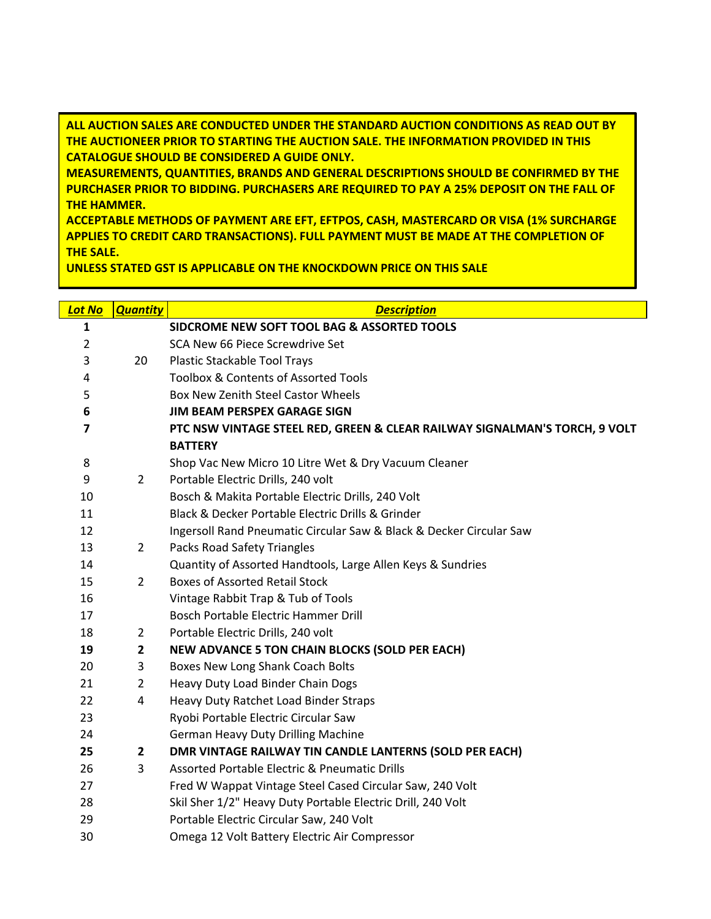**ALL AUCTION SALES ARE CONDUCTED UNDER THE STANDARD AUCTION CONDITIONS AS READ OUT BY THE AUCTIONEER PRIOR TO STARTING THE AUCTION SALE. THE INFORMATION PROVIDED IN THIS CATALOGUE SHOULD BE CONSIDERED A GUIDE ONLY.**
**MEASUREMENTS, QUANTITIES, BRANDS AND GENERAL DESCRIPTIONS SHOULD BE CONFIRMED BY THE PURCHASER PRIOR TO BIDDING. PURCHASERS ARE REQUIRED TO PAY A 25% DEPOSIT ON THE FALL OF THE HAMMER.**
**ACCEPTABLE METHODS OF PAYMENT ARE EFT, EFTPOS, CASH, MASTERCARD OR VISA (1% SURCHARGE APPLIES TO CREDIT CARD TRANSACTIONS). FULL PAYMENT MUST BE MADE AT THE COMPLETION OF THE SALE.**
**UNLESS STATED GST IS APPLICABLE ON THE KNOCKDOWN PRICE ON THIS SALE**

| Lot No | Quantity | Description |
|---|---|---|
| **1** | | **SIDCROME NEW SOFT TOOL BAG & ASSORTED TOOLS** |
| 2 | | SCA New 66 Piece Screwdrive Set |
| 3 | 20 | Plastic Stackable Tool Trays |
| 4 | | Toolbox & Contents of Assorted Tools |
| 5 | | Box New Zenith Steel Castor Wheels |
| **6** | | **JIM BEAM PERSPEX GARAGE SIGN** |
| **7** | | **PTC NSW VINTAGE STEEL RED, GREEN & CLEAR RAILWAY SIGNALMAN'S TORCH, 9 VOLT BATTERY** |
| 8 | | Shop Vac New Micro 10 Litre Wet & Dry Vacuum Cleaner |
| 9 | 2 | Portable Electric Drills, 240 volt |
| 10 | | Bosch & Makita Portable Electric Drills, 240 Volt |
| 11 | | Black & Decker Portable Electric Drills & Grinder |
| 12 | | Ingersoll Rand Pneumatic Circular Saw & Black & Decker Circular Saw |
| 13 | 2 | Packs Road Safety Triangles |
| 14 | | Quantity of Assorted Handtools, Large Allen Keys & Sundries |
| 15 | 2 | Boxes of Assorted Retail Stock |
| 16 | | Vintage Rabbit Trap & Tub of Tools |
| 17 | | Bosch Portable Electric Hammer Drill |
| 18 | 2 | Portable Electric Drills, 240 volt |
| **19** | **2** | **NEW ADVANCE 5 TON CHAIN BLOCKS (SOLD PER EACH)** |
| 20 | 3 | Boxes New Long Shank Coach Bolts |
| 21 | 2 | Heavy Duty Load Binder Chain Dogs |
| 22 | 4 | Heavy Duty Ratchet Load Binder Straps |
| 23 | | Ryobi Portable Electric Circular Saw |
| 24 | | German Heavy Duty Drilling Machine |
| **25** | **2** | **DMR VINTAGE RAILWAY TIN CANDLE LANTERNS (SOLD PER EACH)** |
| 26 | 3 | Assorted Portable Electric & Pneumatic Drills |
| 27 | | Fred W Wappat Vintage Steel Cased Circular Saw, 240 Volt |
| 28 | | Skil Sher 1/2" Heavy Duty Portable Electric Drill, 240 Volt |
| 29 | | Portable Electric Circular Saw, 240 Volt |
| 30 | | Omega 12 Volt Battery Electric Air Compressor |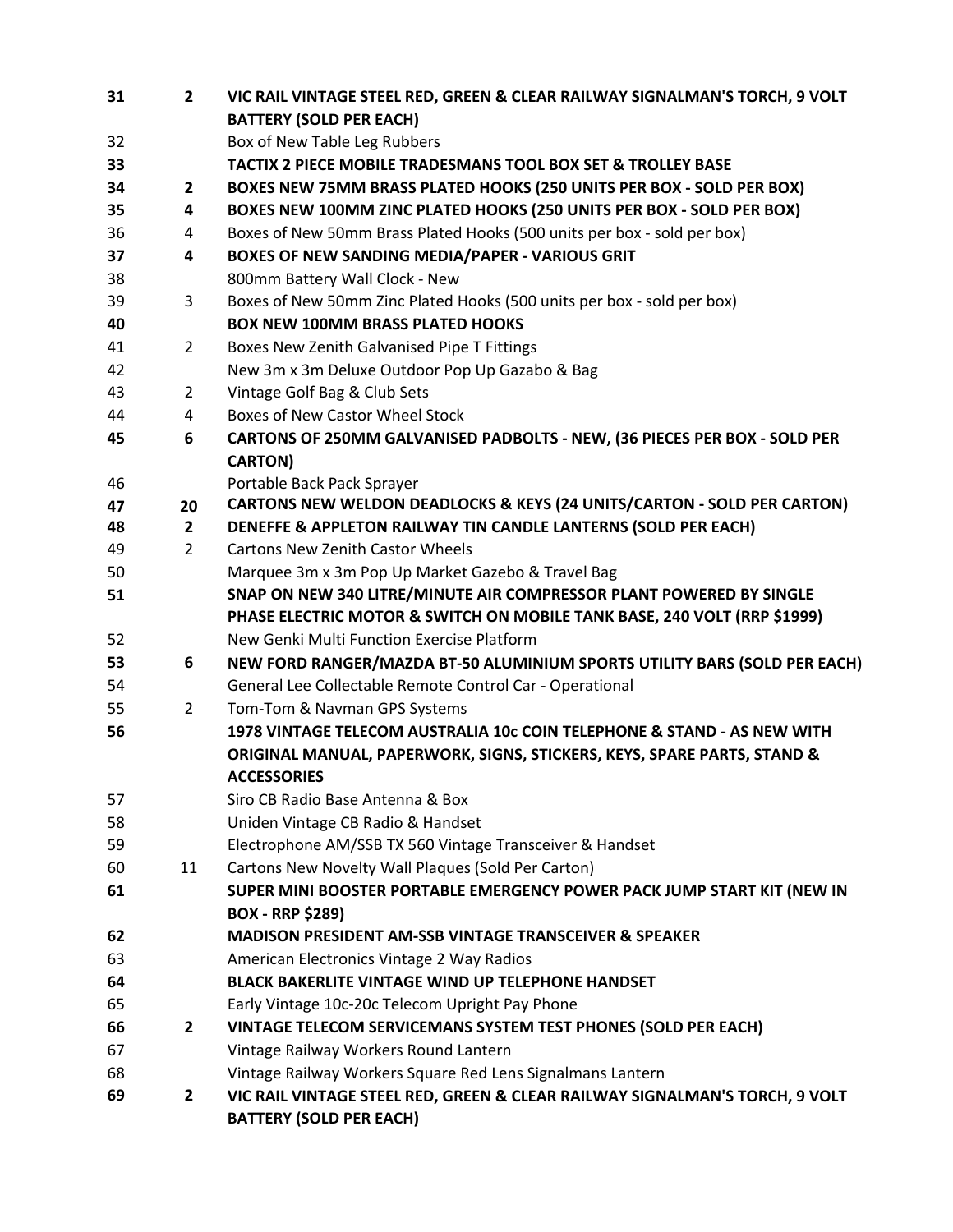| Lot | Qty | Description |
|---|---|---|
| **31** | **2** | **VIC RAIL VINTAGE STEEL RED, GREEN & CLEAR RAILWAY SIGNALMAN'S TORCH, 9 VOLT BATTERY (SOLD PER EACH)** |
| 32 | | Box of New Table Leg Rubbers |
| **33** | | **TACTIX 2 PIECE MOBILE TRADESMANS TOOL BOX SET & TROLLEY BASE** |
| **34** | **2** | **BOXES NEW 75MM BRASS PLATED HOOKS (250 UNITS PER BOX - SOLD PER BOX)** |
| **35** | **4** | **BOXES NEW 100MM ZINC PLATED HOOKS (250 UNITS PER BOX - SOLD PER BOX)** |
| 36 | 4 | Boxes of New 50mm Brass Plated Hooks (500 units per box - sold per box) |
| **37** | **4** | **BOXES OF NEW SANDING MEDIA/PAPER - VARIOUS GRIT** |
| 38 | | 800mm Battery Wall Clock - New |
| 39 | 3 | Boxes of New 50mm Zinc Plated Hooks (500 units per box - sold per box) |
| **40** | | **BOX NEW 100MM BRASS PLATED HOOKS** |
| 41 | 2 | Boxes New Zenith Galvanised Pipe T Fittings |
| 42 | | New 3m x 3m Deluxe Outdoor Pop Up Gazabo & Bag |
| 43 | 2 | Vintage Golf Bag & Club Sets |
| 44 | 4 | Boxes of New Castor Wheel Stock |
| **45** | **6** | **CARTONS OF 250MM GALVANISED PADBOLTS - NEW, (36 PIECES PER BOX - SOLD PER CARTON)** |
| 46 | | Portable Back Pack Sprayer |
| **47** | **20** | **CARTONS NEW WELDON DEADLOCKS & KEYS (24 UNITS/CARTON - SOLD PER CARTON)** |
| **48** | **2** | **DENEFFE & APPLETON RAILWAY TIN CANDLE LANTERNS (SOLD PER EACH)** |
| 49 | 2 | Cartons New Zenith Castor Wheels |
| 50 | | Marquee 3m x 3m Pop Up Market Gazebo & Travel Bag |
| **51** | | **SNAP ON NEW 340 LITRE/MINUTE AIR COMPRESSOR PLANT POWERED BY SINGLE PHASE ELECTRIC MOTOR & SWITCH ON MOBILE TANK BASE, 240 VOLT (RRP $1999)** |
| 52 | | New Genki Multi Function Exercise Platform |
| **53** | **6** | **NEW FORD RANGER/MAZDA BT-50 ALUMINIUM SPORTS UTILITY BARS (SOLD PER EACH)** |
| 54 | | General Lee Collectable Remote Control Car - Operational |
| 55 | 2 | Tom-Tom & Navman GPS Systems |
| **56** | | **1978 VINTAGE TELECOM AUSTRALIA 10c COIN TELEPHONE & STAND - AS NEW WITH ORIGINAL MANUAL, PAPERWORK, SIGNS, STICKERS, KEYS, SPARE PARTS, STAND & ACCESSORIES** |
| 57 | | Siro CB Radio Base Antenna & Box |
| 58 | | Uniden Vintage CB Radio & Handset |
| 59 | | Electrophone AM/SSB TX 560 Vintage Transceiver & Handset |
| 60 | 11 | Cartons New Novelty Wall Plaques (Sold Per Carton) |
| **61** | | **SUPER MINI BOOSTER PORTABLE EMERGENCY POWER PACK JUMP START KIT (NEW IN BOX - RRP $289)** |
| **62** | | **MADISON PRESIDENT AM-SSB VINTAGE TRANSCEIVER & SPEAKER** |
| 63 | | American Electronics Vintage 2 Way Radios |
| **64** | | **BLACK BAKERLITE VINTAGE WIND UP TELEPHONE HANDSET** |
| 65 | | Early Vintage 10c-20c Telecom Upright Pay Phone |
| **66** | **2** | **VINTAGE TELECOM SERVICEMANS SYSTEM TEST PHONES (SOLD PER EACH)** |
| 67 | | Vintage Railway Workers Round Lantern |
| 68 | | Vintage Railway Workers Square Red Lens Signalmans Lantern |
| **69** | **2** | **VIC RAIL VINTAGE STEEL RED, GREEN & CLEAR RAILWAY SIGNALMAN'S TORCH, 9 VOLT BATTERY (SOLD PER EACH)** |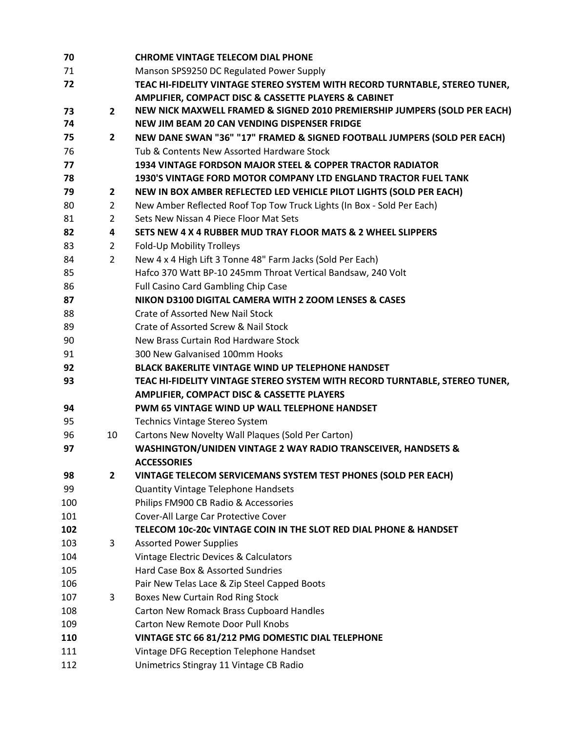| | | |
|---|---|---|
| **70** | | **CHROME VINTAGE TELECOM DIAL PHONE** |
| 71 | | Manson SPS9250 DC Regulated Power Supply |
| **72** | | **TEAC HI-FIDELITY VINTAGE STEREO SYSTEM WITH RECORD TURNTABLE, STEREO TUNER, AMPLIFIER, COMPACT DISC & CASSETTE PLAYERS & CABINET** |
| **73** | **2** | **NEW NICK MAXWELL FRAMED & SIGNED 2010 PREMIERSHIP JUMPERS (SOLD PER EACH)** |
| **74** | | **NEW JIM BEAM 20 CAN VENDING DISPENSER FRIDGE** |
| **75** | **2** | **NEW DANE SWAN "36" "17" FRAMED & SIGNED FOOTBALL JUMPERS (SOLD PER EACH)** |
| 76 | | Tub & Contents New Assorted Hardware Stock |
| **77** | | **1934 VINTAGE FORDSON MAJOR STEEL & COPPER TRACTOR RADIATOR** |
| **78** | | **1930'S VINTAGE FORD MOTOR COMPANY LTD ENGLAND TRACTOR FUEL TANK** |
| **79** | **2** | **NEW IN BOX AMBER REFLECTED LED VEHICLE PILOT LIGHTS (SOLD PER EACH)** |
| 80 | 2 | New Amber Reflected Roof Top Tow Truck Lights (In Box - Sold Per Each) |
| 81 | 2 | Sets New Nissan 4 Piece Floor Mat Sets |
| **82** | **4** | **SETS NEW 4 X 4 RUBBER MUD TRAY FLOOR MATS & 2 WHEEL SLIPPERS** |
| 83 | 2 | Fold-Up Mobility Trolleys |
| 84 | 2 | New 4 x 4 High Lift 3 Tonne 48" Farm Jacks (Sold Per Each) |
| 85 | | Hafco 370 Watt BP-10 245mm Throat Vertical Bandsaw, 240 Volt |
| 86 | | Full Casino Card Gambling Chip Case |
| **87** | | **NIKON D3100 DIGITAL CAMERA WITH 2 ZOOM LENSES & CASES** |
| 88 | | Crate of Assorted New Nail Stock |
| 89 | | Crate of Assorted Screw & Nail Stock |
| 90 | | New Brass Curtain Rod Hardware Stock |
| 91 | | 300 New Galvanised 100mm Hooks |
| **92** | | **BLACK BAKERLITE VINTAGE WIND UP TELEPHONE HANDSET** |
| **93** | | **TEAC HI-FIDELITY VINTAGE STEREO SYSTEM WITH RECORD TURNTABLE, STEREO TUNER, AMPLIFIER, COMPACT DISC & CASSETTE PLAYERS** |
| **94** | | **PWM 65 VINTAGE WIND UP WALL TELEPHONE HANDSET** |
| 95 | | Technics Vintage Stereo System |
| 96 | 10 | Cartons New Novelty Wall Plaques (Sold Per Carton) |
| **97** | | **WASHINGTON/UNIDEN VINTAGE 2 WAY RADIO TRANSCEIVER, HANDSETS & ACCESSORIES** |
| **98** | **2** | **VINTAGE TELECOM SERVICEMANS SYSTEM TEST PHONES (SOLD PER EACH)** |
| 99 | | Quantity Vintage Telephone Handsets |
| 100 | | Philips FM900 CB Radio & Accessories |
| 101 | | Cover-All Large Car Protective Cover |
| **102** | | **TELECOM 10c-20c VINTAGE COIN IN THE SLOT RED DIAL PHONE & HANDSET** |
| 103 | 3 | Assorted Power Supplies |
| 104 | | Vintage Electric Devices & Calculators |
| 105 | | Hard Case Box & Assorted Sundries |
| 106 | | Pair New Telas Lace & Zip Steel Capped Boots |
| 107 | 3 | Boxes New Curtain Rod Ring Stock |
| 108 | | Carton New Romack Brass Cupboard Handles |
| 109 | | Carton New Remote Door Pull Knobs |
| **110** | | **VINTAGE STC 66 81/212 PMG DOMESTIC DIAL TELEPHONE** |
| 111 | | Vintage DFG Reception Telephone Handset |
| 112 | | Unimetrics Stingray 11 Vintage CB Radio |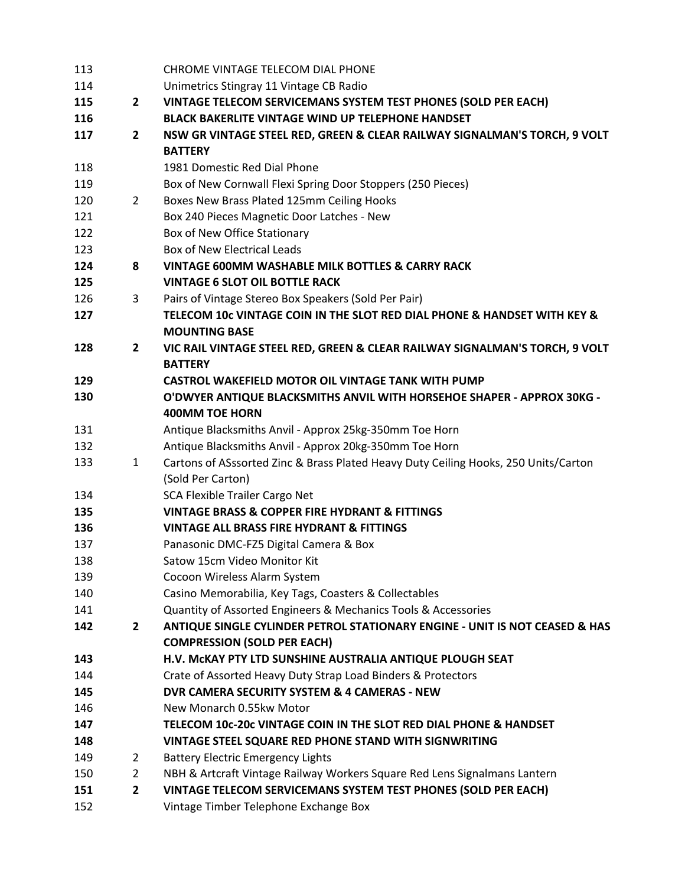| | | |
|---|---|---|
| 113 | | CHROME VINTAGE TELECOM DIAL PHONE |
| 114 | | Unimetrics Stingray 11 Vintage CB Radio |
| **115** | **2** | **VINTAGE TELECOM SERVICEMANS SYSTEM TEST PHONES (SOLD PER EACH)** |
| **116** | | **BLACK BAKERLITE VINTAGE WIND UP TELEPHONE HANDSET** |
| **117** | **2** | **NSW GR VINTAGE STEEL RED, GREEN & CLEAR RAILWAY SIGNALMAN'S TORCH, 9 VOLT BATTERY** |
| 118 | | 1981 Domestic Red Dial Phone |
| 119 | | Box of New Cornwall Flexi Spring Door Stoppers (250 Pieces) |
| 120 | 2 | Boxes New Brass Plated 125mm Ceiling Hooks |
| 121 | | Box 240 Pieces Magnetic Door Latches - New |
| 122 | | Box of New Office Stationary |
| 123 | | Box of New Electrical Leads |
| **124** | **8** | **VINTAGE 600MM WASHABLE MILK BOTTLES & CARRY RACK** |
| **125** | | **VINTAGE 6 SLOT OIL BOTTLE RACK** |
| 126 | 3 | Pairs of Vintage Stereo Box Speakers (Sold Per Pair) |
| **127** | | **TELECOM 10c VINTAGE COIN IN THE SLOT RED DIAL PHONE & HANDSET WITH KEY & MOUNTING BASE** |
| **128** | **2** | **VIC RAIL VINTAGE STEEL RED, GREEN & CLEAR RAILWAY SIGNALMAN'S TORCH, 9 VOLT BATTERY** |
| **129** | | **CASTROL WAKEFIELD MOTOR OIL VINTAGE TANK WITH PUMP** |
| **130** | | **O'DWYER ANTIQUE BLACKSMITHS ANVIL WITH HORSEHOE SHAPER - APPROX 30KG - 400MM TOE HORN** |
| 131 | | Antique Blacksmiths Anvil - Approx 25kg-350mm Toe Horn |
| 132 | | Antique Blacksmiths Anvil - Approx 20kg-350mm Toe Horn |
| 133 | 1 | Cartons of ASssorted Zinc & Brass Plated Heavy Duty Ceiling Hooks, 250 Units/Carton (Sold Per Carton) |
| 134 | | SCA Flexible Trailer Cargo Net |
| **135** | | **VINTAGE BRASS & COPPER FIRE HYDRANT & FITTINGS** |
| **136** | | **VINTAGE ALL BRASS FIRE HYDRANT & FITTINGS** |
| 137 | | Panasonic DMC-FZ5 Digital Camera & Box |
| 138 | | Satow 15cm Video Monitor Kit |
| 139 | | Cocoon Wireless Alarm System |
| 140 | | Casino Memorabilia, Key Tags, Coasters & Collectables |
| 141 | | Quantity of Assorted Engineers & Mechanics Tools & Accessories |
| **142** | **2** | **ANTIQUE SINGLE CYLINDER PETROL STATIONARY ENGINE - UNIT IS NOT CEASED & HAS COMPRESSION (SOLD PER EACH)** |
| **143** | | **H.V. McKAY PTY LTD SUNSHINE AUSTRALIA ANTIQUE PLOUGH SEAT** |
| 144 | | Crate of Assorted Heavy Duty Strap Load Binders & Protectors |
| **145** | | **DVR CAMERA SECURITY SYSTEM & 4 CAMERAS - NEW** |
| 146 | | New Monarch 0.55kw Motor |
| **147** | | **TELECOM 10c-20c VINTAGE COIN IN THE SLOT RED DIAL PHONE & HANDSET** |
| **148** | | **VINTAGE STEEL SQUARE RED PHONE STAND WITH SIGNWRITING** |
| 149 | 2 | Battery Electric Emergency Lights |
| 150 | 2 | NBH & Artcraft Vintage Railway Workers Square Red Lens Signalmans Lantern |
| **151** | **2** | **VINTAGE TELECOM SERVICEMANS SYSTEM TEST PHONES (SOLD PER EACH)** |
| 152 | | Vintage Timber Telephone Exchange Box |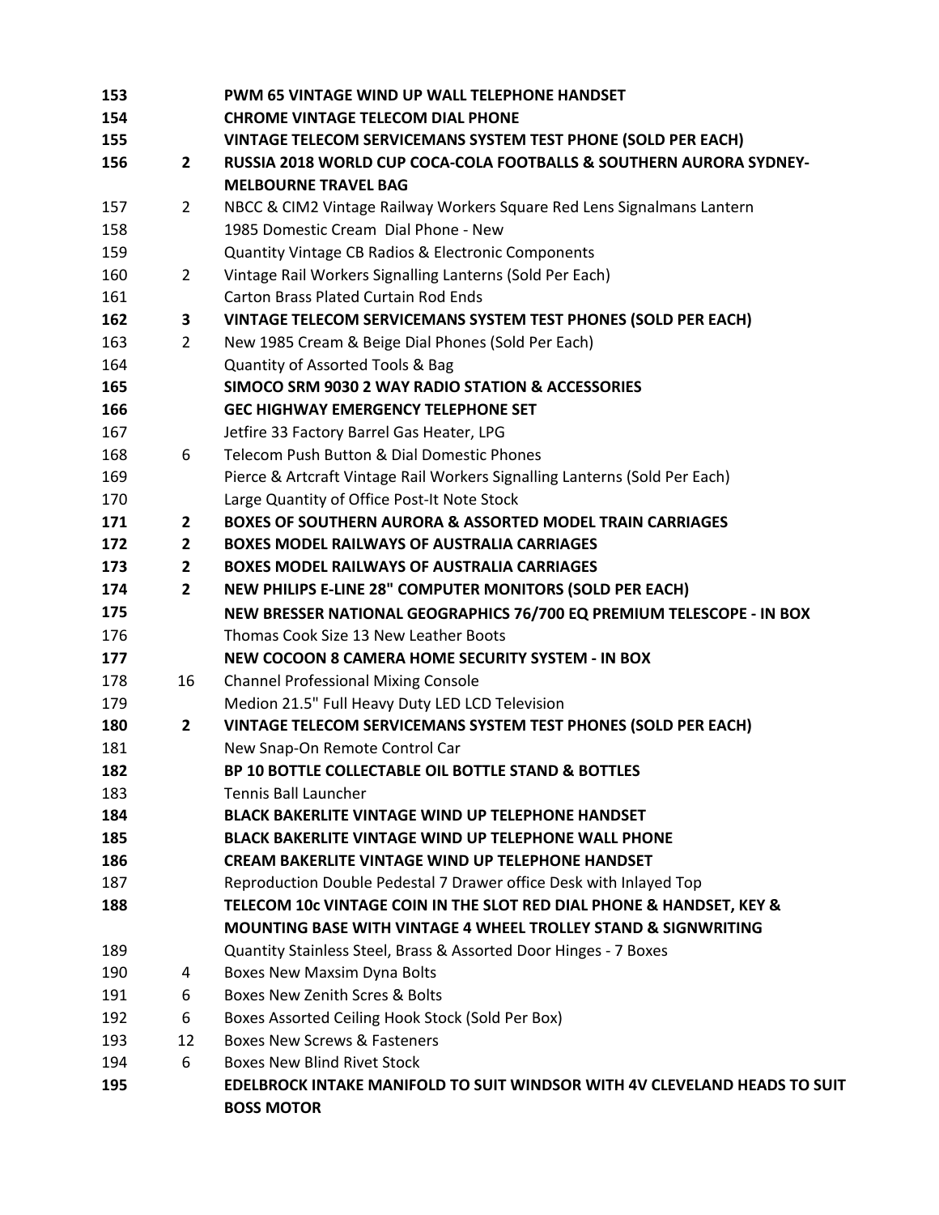| | | |
|---|---|---|
| **153** | | **PWM 65 VINTAGE WIND UP WALL TELEPHONE HANDSET** |
| **154** | | **CHROME VINTAGE TELECOM DIAL PHONE** |
| **155** | | **VINTAGE TELECOM SERVICEMANS SYSTEM TEST PHONE (SOLD PER EACH)** |
| **156** | **2** | **RUSSIA 2018 WORLD CUP COCA-COLA FOOTBALLS & SOUTHERN AURORA SYDNEY-MELBOURNE TRAVEL BAG** |
| 157 | 2 | NBCC & CIM2 Vintage Railway Workers Square Red Lens Signalmans Lantern |
| 158 | | 1985 Domestic Cream Dial Phone - New |
| 159 | | Quantity Vintage CB Radios & Electronic Components |
| 160 | 2 | Vintage Rail Workers Signalling Lanterns (Sold Per Each) |
| 161 | | Carton Brass Plated Curtain Rod Ends |
| **162** | **3** | **VINTAGE TELECOM SERVICEMANS SYSTEM TEST PHONES (SOLD PER EACH)** |
| 163 | 2 | New 1985 Cream & Beige Dial Phones (Sold Per Each) |
| 164 | | Quantity of Assorted Tools & Bag |
| **165** | | **SIMOCO SRM 9030 2 WAY RADIO STATION & ACCESSORIES** |
| **166** | | **GEC HIGHWAY EMERGENCY TELEPHONE SET** |
| 167 | | Jetfire 33 Factory Barrel Gas Heater, LPG |
| 168 | 6 | Telecom Push Button & Dial Domestic Phones |
| 169 | | Pierce & Artcraft Vintage Rail Workers Signalling Lanterns (Sold Per Each) |
| 170 | | Large Quantity of Office Post-It Note Stock |
| **171** | **2** | **BOXES OF SOUTHERN AURORA & ASSORTED MODEL TRAIN CARRIAGES** |
| **172** | **2** | **BOXES MODEL RAILWAYS OF AUSTRALIA CARRIAGES** |
| **173** | **2** | **BOXES MODEL RAILWAYS OF AUSTRALIA CARRIAGES** |
| **174** | **2** | **NEW PHILIPS E-LINE 28" COMPUTER MONITORS (SOLD PER EACH)** |
| **175** | | **NEW BRESSER NATIONAL GEOGRAPHICS 76/700 EQ PREMIUM TELESCOPE - IN BOX** |
| 176 | | Thomas Cook Size 13 New Leather Boots |
| **177** | | **NEW COCOON 8 CAMERA HOME SECURITY SYSTEM - IN BOX** |
| 178 | 16 | Channel Professional Mixing Console |
| 179 | | Medion 21.5" Full Heavy Duty LED LCD Television |
| **180** | **2** | **VINTAGE TELECOM SERVICEMANS SYSTEM TEST PHONES (SOLD PER EACH)** |
| 181 | | New Snap-On Remote Control Car |
| **182** | | **BP 10 BOTTLE COLLECTABLE OIL BOTTLE STAND & BOTTLES** |
| 183 | | Tennis Ball Launcher |
| **184** | | **BLACK BAKERLITE VINTAGE WIND UP TELEPHONE HANDSET** |
| **185** | | **BLACK BAKERLITE VINTAGE WIND UP TELEPHONE WALL PHONE** |
| **186** | | **CREAM BAKERLITE VINTAGE WIND UP TELEPHONE HANDSET** |
| 187 | | Reproduction Double Pedestal 7 Drawer office Desk with Inlayed Top |
| **188** | | **TELECOM 10c VINTAGE COIN IN THE SLOT RED DIAL PHONE & HANDSET, KEY & MOUNTING BASE WITH VINTAGE 4 WHEEL TROLLEY STAND & SIGNWRITING** |
| 189 | | Quantity Stainless Steel, Brass & Assorted Door Hinges - 7 Boxes |
| 190 | 4 | Boxes New Maxsim Dyna Bolts |
| 191 | 6 | Boxes New Zenith Scres & Bolts |
| 192 | 6 | Boxes Assorted Ceiling Hook Stock (Sold Per Box) |
| 193 | 12 | Boxes New Screws & Fasteners |
| 194 | 6 | Boxes New Blind Rivet Stock |
| **195** | | **EDELBROCK INTAKE MANIFOLD TO SUIT WINDSOR WITH 4V CLEVELAND HEADS TO SUIT BOSS MOTOR** |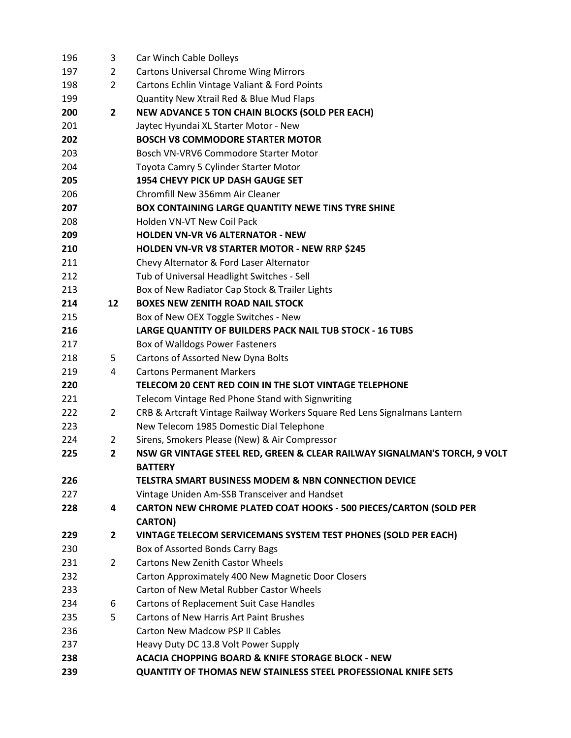| | | |
|---|---|---|
| 196 | 3 | Car Winch Cable Dolleys |
| 197 | 2 | Cartons Universal Chrome Wing Mirrors |
| 198 | 2 | Cartons Echlin Vintage Valiant & Ford Points |
| 199 | | Quantity New Xtrail Red & Blue Mud Flaps |
| **200** | **2** | **NEW ADVANCE 5 TON CHAIN BLOCKS (SOLD PER EACH)** |
| 201 | | Jaytec Hyundai XL Starter Motor - New |
| **202** | | **BOSCH V8 COMMODORE STARTER MOTOR** |
| 203 | | Bosch VN-VRV6 Commodore Starter Motor |
| 204 | | Toyota Camry 5 Cylinder Starter Motor |
| **205** | | **1954 CHEVY PICK UP DASH GAUGE SET** |
| 206 | | Chromfill New 356mm Air Cleaner |
| **207** | | **BOX CONTAINING LARGE QUANTITY NEWE TINS TYRE SHINE** |
| 208 | | Holden VN-VT New Coil Pack |
| **209** | | **HOLDEN VN-VR V6 ALTERNATOR - NEW** |
| **210** | | **HOLDEN VN-VR V8 STARTER MOTOR - NEW RRP $245** |
| 211 | | Chevy Alternator & Ford Laser Alternator |
| 212 | | Tub of Universal Headlight Switches - Sell |
| 213 | | Box of New Radiator Cap Stock & Trailer Lights |
| **214** | **12** | **BOXES NEW ZENITH ROAD NAIL STOCK** |
| 215 | | Box of New OEX Toggle Switches - New |
| **216** | | **LARGE QUANTITY OF BUILDERS PACK NAIL TUB STOCK - 16 TUBS** |
| 217 | | Box of Walldogs Power Fasteners |
| 218 | 5 | Cartons of Assorted New Dyna Bolts |
| 219 | 4 | Cartons Permanent Markers |
| **220** | | **TELECOM 20 CENT RED COIN IN THE SLOT VINTAGE TELEPHONE** |
| 221 | | Telecom Vintage Red Phone Stand with Signwriting |
| 222 | 2 | CRB & Artcraft Vintage Railway Workers Square Red Lens Signalmans Lantern |
| 223 | | New Telecom 1985 Domestic Dial Telephone |
| 224 | 2 | Sirens, Smokers Please (New) & Air Compressor |
| **225** | **2** | **NSW GR VINTAGE STEEL RED, GREEN & CLEAR RAILWAY SIGNALMAN'S TORCH, 9 VOLT BATTERY** |
| **226** | | **TELSTRA SMART BUSINESS MODEM & NBN CONNECTION DEVICE** |
| 227 | | Vintage Uniden Am-SSB Transceiver and Handset |
| **228** | **4** | **CARTON NEW CHROME PLATED COAT HOOKS - 500 PIECES/CARTON (SOLD PER CARTON)** |
| **229** | **2** | **VINTAGE TELECOM SERVICEMANS SYSTEM TEST PHONES (SOLD PER EACH)** |
| 230 | | Box of Assorted Bonds Carry Bags |
| 231 | 2 | Cartons New Zenith Castor Wheels |
| 232 | | Carton Approximately 400 New Magnetic Door Closers |
| 233 | | Carton of New Metal Rubber Castor Wheels |
| 234 | 6 | Cartons of Replacement Suit Case Handles |
| 235 | 5 | Cartons of New Harris Art Paint Brushes |
| 236 | | Carton New Madcow PSP II Cables |
| 237 | | Heavy Duty DC 13.8 Volt Power Supply |
| **238** | | **ACACIA CHOPPING BOARD & KNIFE STORAGE BLOCK - NEW** |
| **239** | | **QUANTITY OF THOMAS NEW STAINLESS STEEL PROFESSIONAL KNIFE SETS** |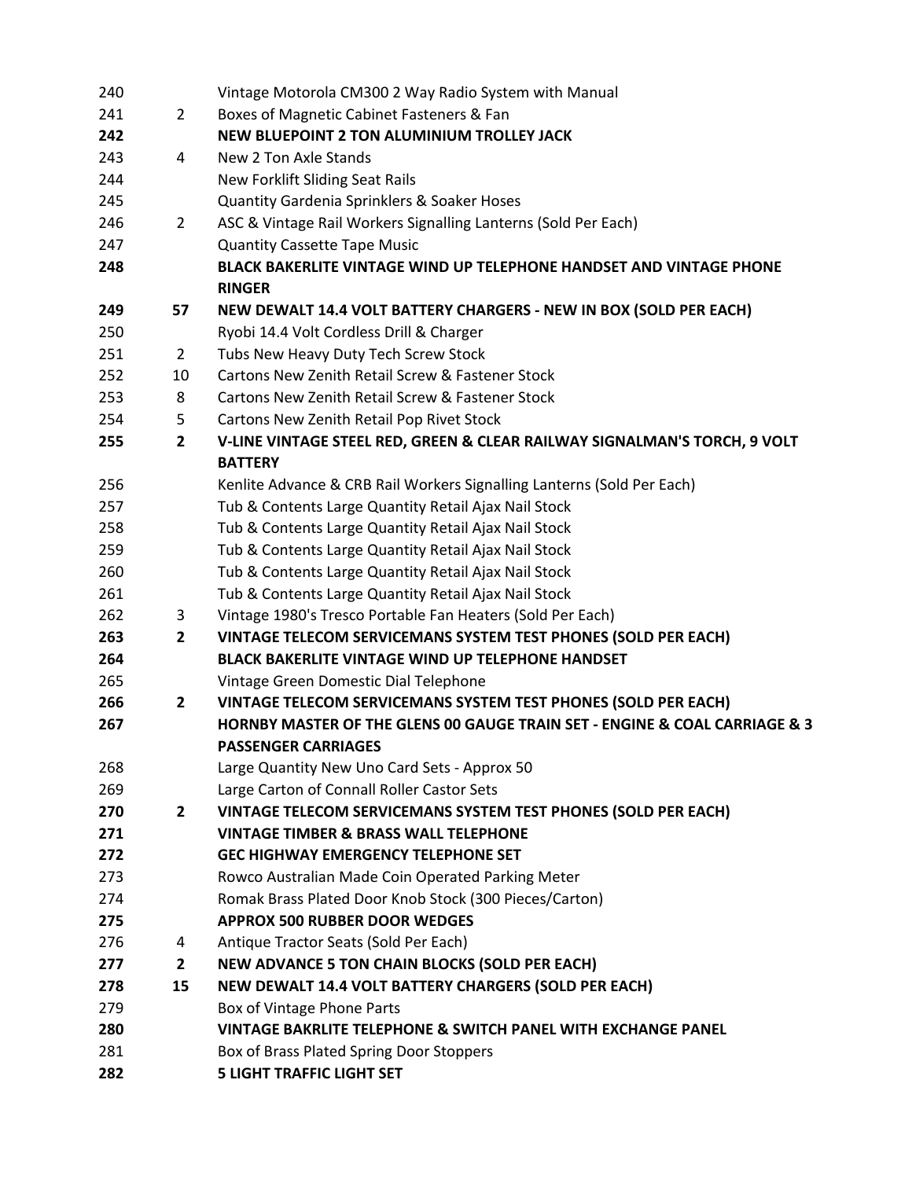| | | |
|---|---|---|
| 240 | | Vintage Motorola CM300 2 Way Radio System with Manual |
| 241 | 2 | Boxes of Magnetic Cabinet Fasteners & Fan |
| **242** | | **NEW BLUEPOINT 2 TON ALUMINIUM TROLLEY JACK** |
| 243 | 4 | New 2 Ton Axle Stands |
| 244 | | New Forklift Sliding Seat Rails |
| 245 | | Quantity Gardenia Sprinklers & Soaker Hoses |
| 246 | 2 | ASC & Vintage Rail Workers Signalling Lanterns (Sold Per Each) |
| 247 | | Quantity Cassette Tape Music |
| **248** | | **BLACK BAKERLITE VINTAGE WIND UP TELEPHONE HANDSET AND VINTAGE PHONE RINGER** |
| **249** | **57** | **NEW DEWALT 14.4 VOLT BATTERY CHARGERS - NEW IN BOX (SOLD PER EACH)** |
| 250 | | Ryobi 14.4 Volt Cordless Drill & Charger |
| 251 | 2 | Tubs New Heavy Duty Tech Screw Stock |
| 252 | 10 | Cartons New Zenith Retail Screw & Fastener Stock |
| 253 | 8 | Cartons New Zenith Retail Screw & Fastener Stock |
| 254 | 5 | Cartons New Zenith Retail Pop Rivet Stock |
| **255** | **2** | **V-LINE VINTAGE STEEL RED, GREEN & CLEAR RAILWAY SIGNALMAN'S TORCH, 9 VOLT BATTERY** |
| 256 | | Kenlite Advance & CRB Rail Workers Signalling Lanterns (Sold Per Each) |
| 257 | | Tub & Contents Large Quantity Retail Ajax Nail Stock |
| 258 | | Tub & Contents Large Quantity Retail Ajax Nail Stock |
| 259 | | Tub & Contents Large Quantity Retail Ajax Nail Stock |
| 260 | | Tub & Contents Large Quantity Retail Ajax Nail Stock |
| 261 | | Tub & Contents Large Quantity Retail Ajax Nail Stock |
| 262 | 3 | Vintage 1980's Tresco Portable Fan Heaters (Sold Per Each) |
| **263** | **2** | **VINTAGE TELECOM SERVICEMANS SYSTEM TEST PHONES (SOLD PER EACH)** |
| **264** | | **BLACK BAKERLITE VINTAGE WIND UP TELEPHONE HANDSET** |
| 265 | | Vintage Green Domestic Dial Telephone |
| **266** | **2** | **VINTAGE TELECOM SERVICEMANS SYSTEM TEST PHONES (SOLD PER EACH)** |
| **267** | | **HORNBY MASTER OF THE GLENS 00 GAUGE TRAIN SET - ENGINE & COAL CARRIAGE & 3 PASSENGER CARRIAGES** |
| 268 | | Large Quantity New Uno Card Sets - Approx 50 |
| 269 | | Large Carton of Connall Roller Castor Sets |
| **270** | **2** | **VINTAGE TELECOM SERVICEMANS SYSTEM TEST PHONES (SOLD PER EACH)** |
| **271** | | **VINTAGE TIMBER & BRASS WALL TELEPHONE** |
| **272** | | **GEC HIGHWAY EMERGENCY TELEPHONE SET** |
| 273 | | Rowco Australian Made Coin Operated Parking Meter |
| 274 | | Romak Brass Plated Door Knob Stock (300 Pieces/Carton) |
| **275** | | **APPROX 500 RUBBER DOOR WEDGES** |
| 276 | 4 | Antique Tractor Seats (Sold Per Each) |
| **277** | **2** | **NEW ADVANCE 5 TON CHAIN BLOCKS (SOLD PER EACH)** |
| **278** | **15** | **NEW DEWALT 14.4 VOLT BATTERY CHARGERS (SOLD PER EACH)** |
| 279 | | Box of Vintage Phone Parts |
| **280** | | **VINTAGE BAKRLITE TELEPHONE & SWITCH PANEL WITH EXCHANGE PANEL** |
| 281 | | Box of Brass Plated Spring Door Stoppers |
| **282** | | **5 LIGHT TRAFFIC LIGHT SET** |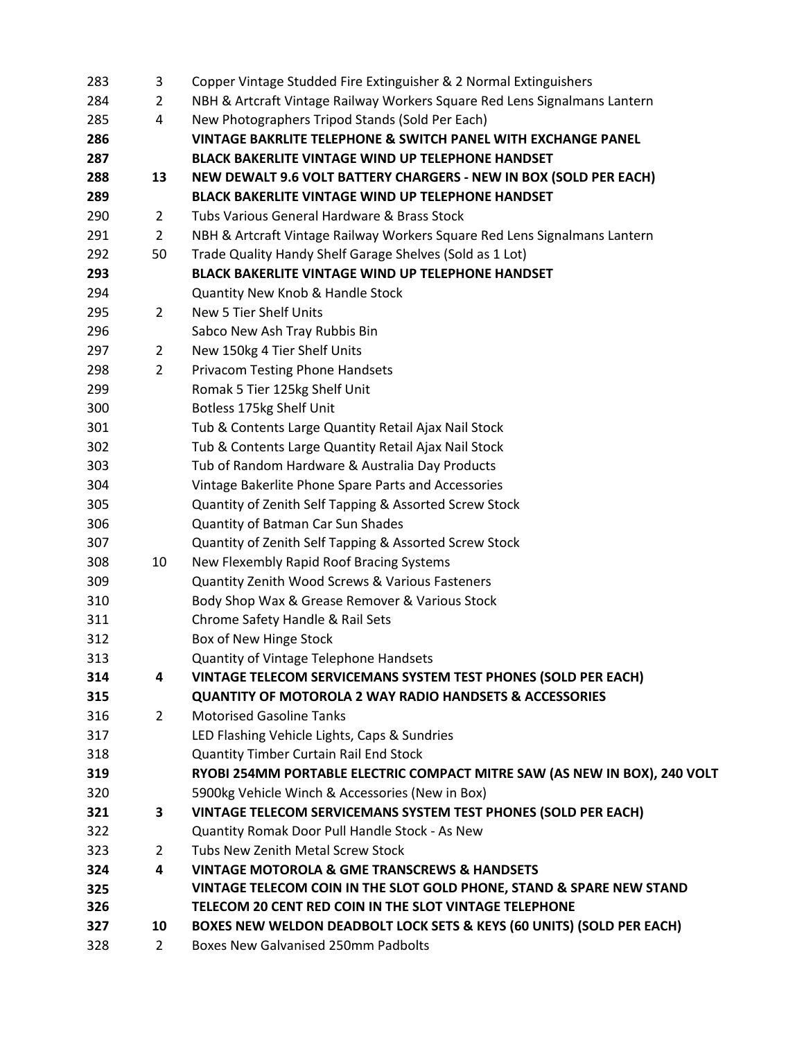| | | |
|---|---|---|
| 283 | 3 | Copper Vintage Studded Fire Extinguisher & 2 Normal Extinguishers |
| 284 | 2 | NBH & Artcraft Vintage Railway Workers Square Red Lens Signalmans Lantern |
| 285 | 4 | New Photographers Tripod Stands (Sold Per Each) |
| **286** | | **VINTAGE BAKRLITE TELEPHONE & SWITCH PANEL WITH EXCHANGE PANEL** |
| **287** | | **BLACK BAKERLITE VINTAGE WIND UP TELEPHONE HANDSET** |
| **288** | **13** | **NEW DEWALT 9.6 VOLT BATTERY CHARGERS - NEW IN BOX (SOLD PER EACH)** |
| **289** | | **BLACK BAKERLITE VINTAGE WIND UP TELEPHONE HANDSET** |
| 290 | 2 | Tubs Various General Hardware & Brass Stock |
| 291 | 2 | NBH & Artcraft Vintage Railway Workers Square Red Lens Signalmans Lantern |
| 292 | 50 | Trade Quality Handy Shelf Garage Shelves (Sold as 1 Lot) |
| **293** | | **BLACK BAKERLITE VINTAGE WIND UP TELEPHONE HANDSET** |
| 294 | | Quantity New Knob & Handle Stock |
| 295 | 2 | New 5 Tier Shelf Units |
| 296 | | Sabco New Ash Tray Rubbis Bin |
| 297 | 2 | New 150kg 4 Tier Shelf Units |
| 298 | 2 | Privacom Testing Phone Handsets |
| 299 | | Romak 5 Tier 125kg Shelf Unit |
| 300 | | Botless 175kg Shelf Unit |
| 301 | | Tub & Contents Large Quantity Retail Ajax Nail Stock |
| 302 | | Tub & Contents Large Quantity Retail Ajax Nail Stock |
| 303 | | Tub of Random Hardware & Australia Day Products |
| 304 | | Vintage Bakerlite Phone Spare Parts and Accessories |
| 305 | | Quantity of Zenith Self Tapping & Assorted Screw Stock |
| 306 | | Quantity of Batman Car Sun Shades |
| 307 | | Quantity of Zenith Self Tapping & Assorted Screw Stock |
| 308 | 10 | New Flexembly Rapid Roof Bracing Systems |
| 309 | | Quantity Zenith Wood Screws & Various Fasteners |
| 310 | | Body Shop Wax & Grease Remover & Various Stock |
| 311 | | Chrome Safety Handle & Rail Sets |
| 312 | | Box of New Hinge Stock |
| 313 | | Quantity of Vintage Telephone Handsets |
| **314** | **4** | **VINTAGE TELECOM SERVICEMANS SYSTEM TEST PHONES (SOLD PER EACH)** |
| **315** | | **QUANTITY OF MOTOROLA 2 WAY RADIO HANDSETS & ACCESSORIES** |
| 316 | 2 | Motorised Gasoline Tanks |
| 317 | | LED Flashing Vehicle Lights, Caps & Sundries |
| 318 | | Quantity Timber Curtain Rail End Stock |
| **319** | | **RYOBI 254MM PORTABLE ELECTRIC COMPACT MITRE SAW (AS NEW IN BOX), 240 VOLT** |
| 320 | | 5900kg Vehicle Winch & Accessories (New in Box) |
| **321** | **3** | **VINTAGE TELECOM SERVICEMANS SYSTEM TEST PHONES (SOLD PER EACH)** |
| 322 | | Quantity Romak Door Pull Handle Stock - As New |
| 323 | 2 | Tubs New Zenith Metal Screw Stock |
| **324** | **4** | **VINTAGE MOTOROLA & GME TRANSCREWS & HANDSETS** |
| **325** | | **VINTAGE TELECOM COIN IN THE SLOT GOLD PHONE, STAND & SPARE NEW STAND** |
| **326** | | **TELECOM 20 CENT RED COIN IN THE SLOT VINTAGE TELEPHONE** |
| **327** | **10** | **BOXES NEW WELDON DEADBOLT LOCK SETS & KEYS (60 UNITS) (SOLD PER EACH)** |
| 328 | 2 | Boxes New Galvanised 250mm Padbolts |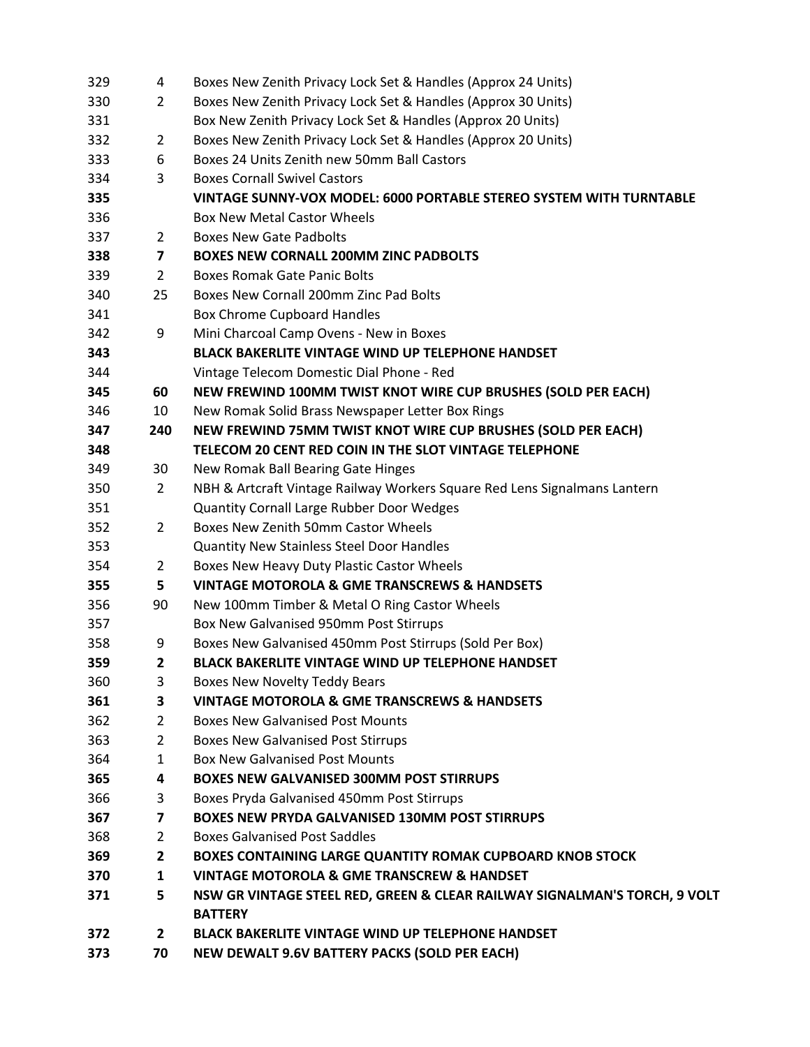| Lot | Qty | Description |
|---|---|---|
| 329 | 4 | Boxes New Zenith Privacy Lock Set & Handles (Approx 24 Units) |
| 330 | 2 | Boxes New Zenith Privacy Lock Set & Handles (Approx 30 Units) |
| 331 | | Box New Zenith Privacy Lock Set & Handles (Approx 20 Units) |
| 332 | 2 | Boxes New Zenith Privacy Lock Set & Handles (Approx 20 Units) |
| 333 | 6 | Boxes 24 Units Zenith new 50mm Ball Castors |
| 334 | 3 | Boxes Cornall Swivel Castors |
| **335** | | **VINTAGE SUNNY-VOX MODEL: 6000 PORTABLE STEREO SYSTEM WITH TURNTABLE** |
| 336 | | Box New Metal Castor Wheels |
| 337 | 2 | Boxes New Gate Padbolts |
| **338** | **7** | **BOXES NEW CORNALL 200MM ZINC PADBOLTS** |
| 339 | 2 | Boxes Romak Gate Panic Bolts |
| 340 | 25 | Boxes New Cornall 200mm Zinc Pad Bolts |
| 341 | | Box Chrome Cupboard Handles |
| 342 | 9 | Mini Charcoal Camp Ovens - New in Boxes |
| **343** | | **BLACK BAKERLITE VINTAGE WIND UP TELEPHONE HANDSET** |
| 344 | | Vintage Telecom Domestic Dial Phone - Red |
| **345** | **60** | **NEW FREWIND 100MM TWIST KNOT WIRE CUP BRUSHES (SOLD PER EACH)** |
| 346 | 10 | New Romak Solid Brass Newspaper Letter Box Rings |
| **347** | **240** | **NEW FREWIND 75MM TWIST KNOT WIRE CUP BRUSHES (SOLD PER EACH)** |
| **348** | | **TELECOM 20 CENT RED COIN IN THE SLOT VINTAGE TELEPHONE** |
| 349 | 30 | New Romak Ball Bearing Gate Hinges |
| 350 | 2 | NBH & Artcraft Vintage Railway Workers Square Red Lens Signalmans Lantern |
| 351 | | Quantity Cornall Large Rubber Door Wedges |
| 352 | 2 | Boxes New Zenith 50mm Castor Wheels |
| 353 | | Quantity New Stainless Steel Door Handles |
| 354 | 2 | Boxes New Heavy Duty Plastic Castor Wheels |
| **355** | **5** | **VINTAGE MOTOROLA & GME TRANSCREWS & HANDSETS** |
| 356 | 90 | New 100mm Timber & Metal O Ring Castor Wheels |
| 357 | | Box New Galvanised 950mm Post Stirrups |
| 358 | 9 | Boxes New Galvanised 450mm Post Stirrups (Sold Per Box) |
| **359** | **2** | **BLACK BAKERLITE VINTAGE WIND UP TELEPHONE HANDSET** |
| 360 | 3 | Boxes New Novelty Teddy Bears |
| **361** | **3** | **VINTAGE MOTOROLA & GME TRANSCREWS & HANDSETS** |
| 362 | 2 | Boxes New Galvanised Post Mounts |
| 363 | 2 | Boxes New Galvanised Post Stirrups |
| 364 | 1 | Box New Galvanised Post Mounts |
| **365** | **4** | **BOXES NEW GALVANISED 300MM POST STIRRUPS** |
| 366 | 3 | Boxes Pryda Galvanised 450mm Post Stirrups |
| **367** | **7** | **BOXES NEW PRYDA GALVANISED 130MM POST STIRRUPS** |
| 368 | 2 | Boxes Galvanised Post Saddles |
| **369** | **2** | **BOXES CONTAINING LARGE QUANTITY ROMAK CUPBOARD KNOB STOCK** |
| **370** | **1** | **VINTAGE MOTOROLA & GME TRANSCREW & HANDSET** |
| **371** | **5** | **NSW GR VINTAGE STEEL RED, GREEN & CLEAR RAILWAY SIGNALMAN'S TORCH, 9 VOLT BATTERY** |
| **372** | **2** | **BLACK BAKERLITE VINTAGE WIND UP TELEPHONE HANDSET** |
| **373** | **70** | **NEW DEWALT 9.6V BATTERY PACKS (SOLD PER EACH)** |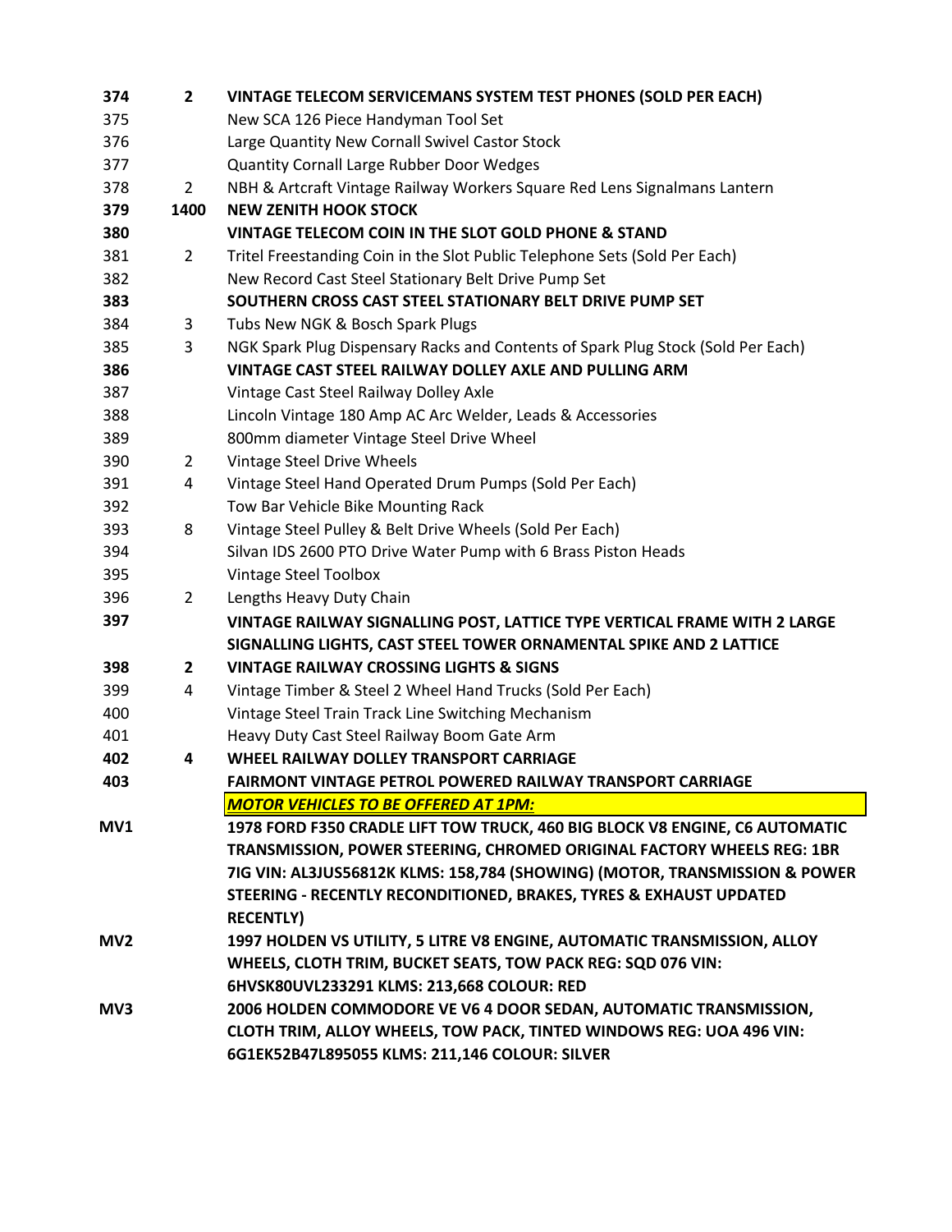| Lot | Qty | Description |
|---|---|---|
| **374** | **2** | **VINTAGE TELECOM SERVICEMANS SYSTEM TEST PHONES (SOLD PER EACH)** |
| 375 | | New SCA 126 Piece Handyman Tool Set |
| 376 | | Large Quantity New Cornall Swivel Castor Stock |
| 377 | | Quantity Cornall Large Rubber Door Wedges |
| 378 | 2 | NBH & Artcraft Vintage Railway Workers Square Red Lens Signalmans Lantern |
| **379** | **1400** | **NEW ZENITH HOOK STOCK** |
| **380** | | **VINTAGE TELECOM COIN IN THE SLOT GOLD PHONE & STAND** |
| 381 | 2 | Tritel Freestanding Coin in the Slot Public Telephone Sets (Sold Per Each) |
| 382 | | New Record Cast Steel Stationary Belt Drive Pump Set |
| **383** | | **SOUTHERN CROSS CAST STEEL STATIONARY BELT DRIVE PUMP SET** |
| 384 | 3 | Tubs New NGK & Bosch Spark Plugs |
| 385 | 3 | NGK Spark Plug Dispensary Racks and Contents of Spark Plug Stock (Sold Per Each) |
| **386** | | **VINTAGE CAST STEEL RAILWAY DOLLEY AXLE AND PULLING ARM** |
| 387 | | Vintage Cast Steel Railway Dolley Axle |
| 388 | | Lincoln Vintage 180 Amp AC Arc Welder, Leads & Accessories |
| 389 | | 800mm diameter Vintage Steel Drive Wheel |
| 390 | 2 | Vintage Steel Drive Wheels |
| 391 | 4 | Vintage Steel Hand Operated Drum Pumps (Sold Per Each) |
| 392 | | Tow Bar Vehicle Bike Mounting Rack |
| 393 | 8 | Vintage Steel Pulley & Belt Drive Wheels (Sold Per Each) |
| 394 | | Silvan IDS 2600 PTO Drive Water Pump with 6 Brass Piston Heads |
| 395 | | Vintage Steel Toolbox |
| 396 | 2 | Lengths Heavy Duty Chain |
| **397** | | **VINTAGE RAILWAY SIGNALLING POST, LATTICE TYPE VERTICAL FRAME WITH 2 LARGE SIGNALLING LIGHTS, CAST STEEL TOWER ORNAMENTAL SPIKE AND 2 LATTICE** |
| **398** | **2** | **VINTAGE RAILWAY CROSSING LIGHTS & SIGNS** |
| 399 | 4 | Vintage Timber & Steel 2 Wheel Hand Trucks (Sold Per Each) |
| 400 | | Vintage Steel Train Track Line Switching Mechanism |
| 401 | | Heavy Duty Cast Steel Railway Boom Gate Arm |
| **402** | **4** | **WHEEL RAILWAY DOLLEY TRANSPORT CARRIAGE** |
| **403** | | **FAIRMONT VINTAGE PETROL POWERED RAILWAY TRANSPORT CARRIAGE** |
| | | ***<u>MOTOR VEHICLES TO BE OFFERED AT 1PM:</u>*** |
| **MV1** | | **1978 FORD F350 CRADLE LIFT TOW TRUCK, 460 BIG BLOCK V8 ENGINE, C6 AUTOMATIC TRANSMISSION, POWER STEERING, CHROMED ORIGINAL FACTORY WHEELS REG: 1BR 7IG VIN: AL3JUS56812K KLMS: 158,784 (SHOWING) (MOTOR, TRANSMISSION & POWER STEERING - RECENTLY RECONDITIONED, BRAKES, TYRES & EXHAUST UPDATED RECENTLY)** |
| **MV2** | | **1997 HOLDEN VS UTILITY, 5 LITRE V8 ENGINE, AUTOMATIC TRANSMISSION, ALLOY WHEELS, CLOTH TRIM, BUCKET SEATS, TOW PACK REG: SQD 076 VIN: 6HVSK80UVL233291 KLMS: 213,668 COLOUR: RED** |
| **MV3** | | **2006 HOLDEN COMMODORE VE V6 4 DOOR SEDAN, AUTOMATIC TRANSMISSION, CLOTH TRIM, ALLOY WHEELS, TOW PACK, TINTED WINDOWS REG: UOA 496 VIN: 6G1EK52B47L895055 KLMS: 211,146 COLOUR: SILVER** |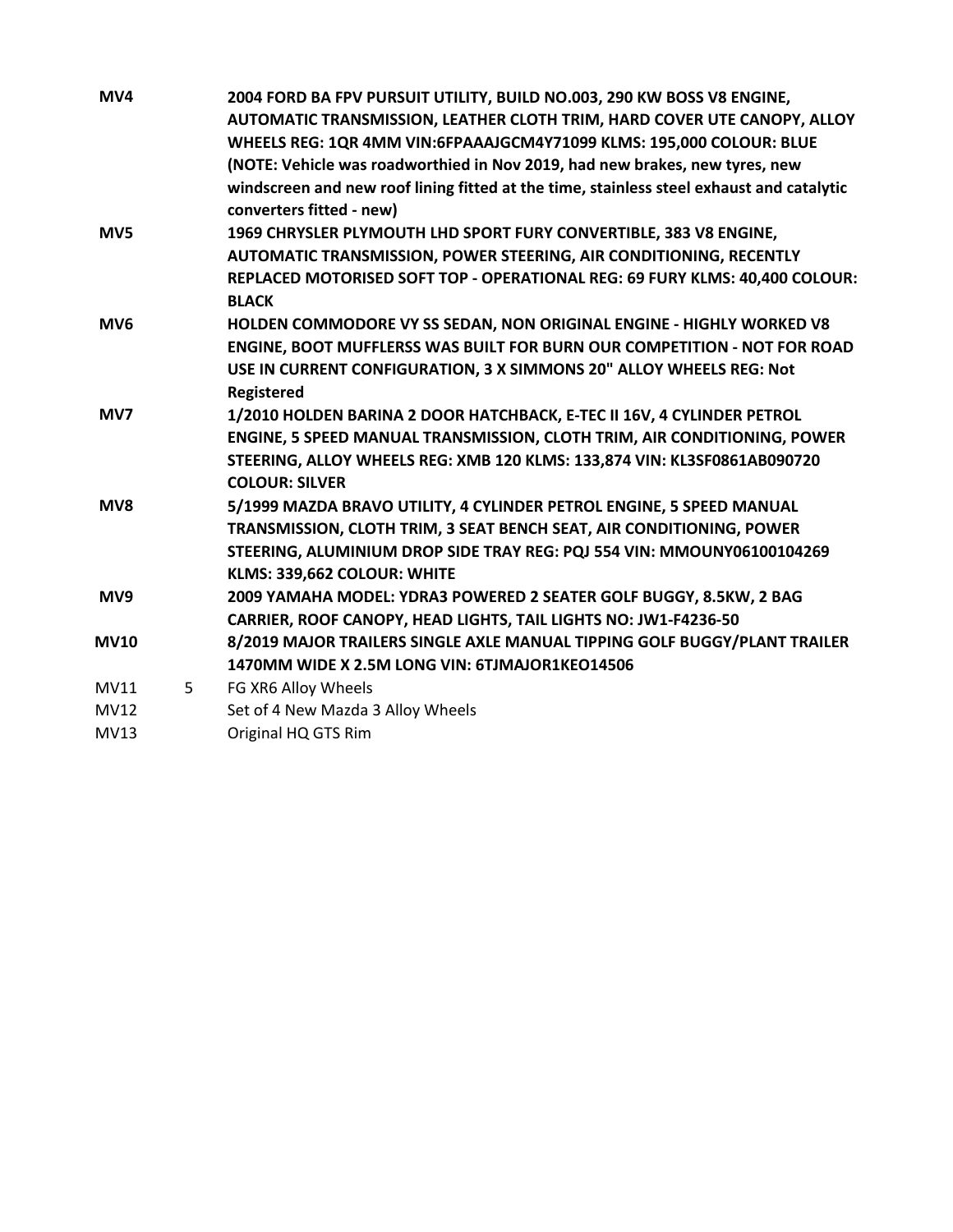| | | |
|---|---|---|
| **MV4** | | **2004 FORD BA FPV PURSUIT UTILITY, BUILD NO.003, 290 KW BOSS V8 ENGINE, AUTOMATIC TRANSMISSION, LEATHER CLOTH TRIM, HARD COVER UTE CANOPY, ALLOY WHEELS REG: 1QR 4MM VIN:6FPAAAJGCM4Y71099 KLMS: 195,000 COLOUR: BLUE (NOTE: Vehicle was roadworthied in Nov 2019, had new brakes, new tyres, new windscreen and new roof lining fitted at the time, stainless steel exhaust and catalytic converters fitted - new)** |
| **MV5** | | **1969 CHRYSLER PLYMOUTH LHD SPORT FURY CONVERTIBLE, 383 V8 ENGINE, AUTOMATIC TRANSMISSION, POWER STEERING, AIR CONDITIONING, RECENTLY REPLACED MOTORISED SOFT TOP - OPERATIONAL REG: 69 FURY KLMS: 40,400 COLOUR: BLACK** |
| **MV6** | | **HOLDEN COMMODORE VY SS SEDAN, NON ORIGINAL ENGINE - HIGHLY WORKED V8 ENGINE, BOOT MUFFLERSS WAS BUILT FOR BURN OUR COMPETITION - NOT FOR ROAD USE IN CURRENT CONFIGURATION, 3 X SIMMONS 20" ALLOY WHEELS REG: Not Registered** |
| **MV7** | | **1/2010 HOLDEN BARINA 2 DOOR HATCHBACK, E-TEC II 16V, 4 CYLINDER PETROL ENGINE, 5 SPEED MANUAL TRANSMISSION, CLOTH TRIM, AIR CONDITIONING, POWER STEERING, ALLOY WHEELS REG: XMB 120 KLMS: 133,874 VIN: KL3SF0861AB090720 COLOUR: SILVER** |
| **MV8** | | **5/1999 MAZDA BRAVO UTILITY, 4 CYLINDER PETROL ENGINE, 5 SPEED MANUAL TRANSMISSION, CLOTH TRIM, 3 SEAT BENCH SEAT, AIR CONDITIONING, POWER STEERING, ALUMINIUM DROP SIDE TRAY REG: PQJ 554 VIN: MMOUNY06100104269 KLMS: 339,662 COLOUR: WHITE** |
| **MV9** | | **2009 YAMAHA MODEL: YDRA3 POWERED 2 SEATER GOLF BUGGY, 8.5KW, 2 BAG CARRIER, ROOF CANOPY, HEAD LIGHTS, TAIL LIGHTS NO: JW1-F4236-50** |
| **MV10** | | **8/2019 MAJOR TRAILERS SINGLE AXLE MANUAL TIPPING GOLF BUGGY/PLANT TRAILER 1470MM WIDE X 2.5M LONG VIN: 6TJMAJOR1KEO14506** |
| MV11 | 5 | FG XR6 Alloy Wheels |
| MV12 | | Set of 4 New Mazda 3 Alloy Wheels |
| MV13 | | Original HQ GTS Rim |